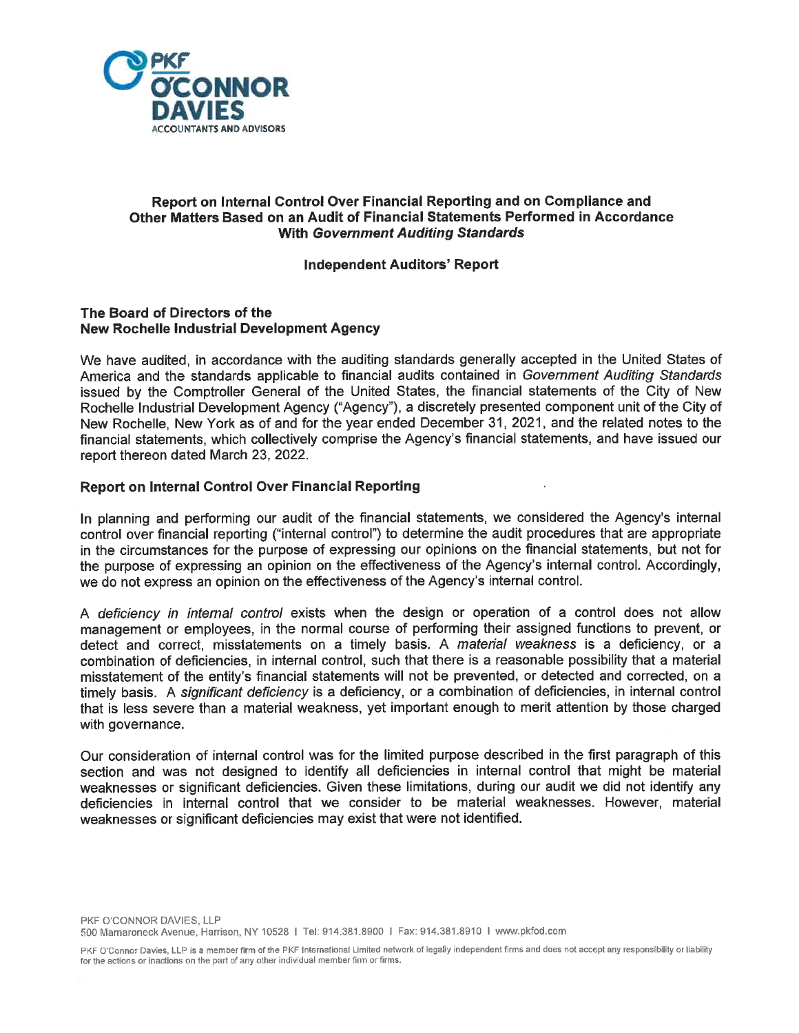PKF O'CONNOR DAVIES
ACCOUNTANTS AND ADVISORS

## Report on Internal Control Over Financial Reporting and on Compliance and Other Matters Based on an Audit of Financial Statements Performed in Accordance With *Government Auditing Standards*

### Independent Auditors' Report

**The Board of Directors of the**
**New Rochelle Industrial Development Agency**

We have audited, in accordance with the auditing standards generally accepted in the United States of America and the standards applicable to financial audits contained in *Government Auditing Standards* issued by the Comptroller General of the United States, the financial statements of the City of New Rochelle Industrial Development Agency ("Agency"), a discretely presented component unit of the City of New Rochelle, New York as of and for the year ended December 31, 2021, and the related notes to the financial statements, which collectively comprise the Agency's financial statements, and have issued our report thereon dated March 23, 2022.

### Report on Internal Control Over Financial Reporting

In planning and performing our audit of the financial statements, we considered the Agency's internal control over financial reporting ("internal control") to determine the audit procedures that are appropriate in the circumstances for the purpose of expressing our opinions on the financial statements, but not for the purpose of expressing an opinion on the effectiveness of the Agency's internal control. Accordingly, we do not express an opinion on the effectiveness of the Agency's internal control.

A *deficiency in internal control* exists when the design or operation of a control does not allow management or employees, in the normal course of performing their assigned functions to prevent, or detect and correct, misstatements on a timely basis. A *material weakness* is a deficiency, or a combination of deficiencies, in internal control, such that there is a reasonable possibility that a material misstatement of the entity's financial statements will not be prevented, or detected and corrected, on a timely basis. A *significant deficiency* is a deficiency, or a combination of deficiencies, in internal control that is less severe than a material weakness, yet important enough to merit attention by those charged with governance.

Our consideration of internal control was for the limited purpose described in the first paragraph of this section and was not designed to identify all deficiencies in internal control that might be material weaknesses or significant deficiencies. Given these limitations, during our audit we did not identify any deficiencies in internal control that we consider to be material weaknesses. However, material weaknesses or significant deficiencies may exist that were not identified.

PKF O'CONNOR DAVIES, LLP
500 Mamaroneck Avenue, Harrison, NY 10528 | Tel: 914.381.8900 | Fax: 914.381.8910 | www.pkfod.com

PKF O'Connor Davies, LLP is a member firm of the PKF International Limited network of legally independent firms and does not accept any responsibility or liability for the actions or inactions on the part of any other individual member firm or firms.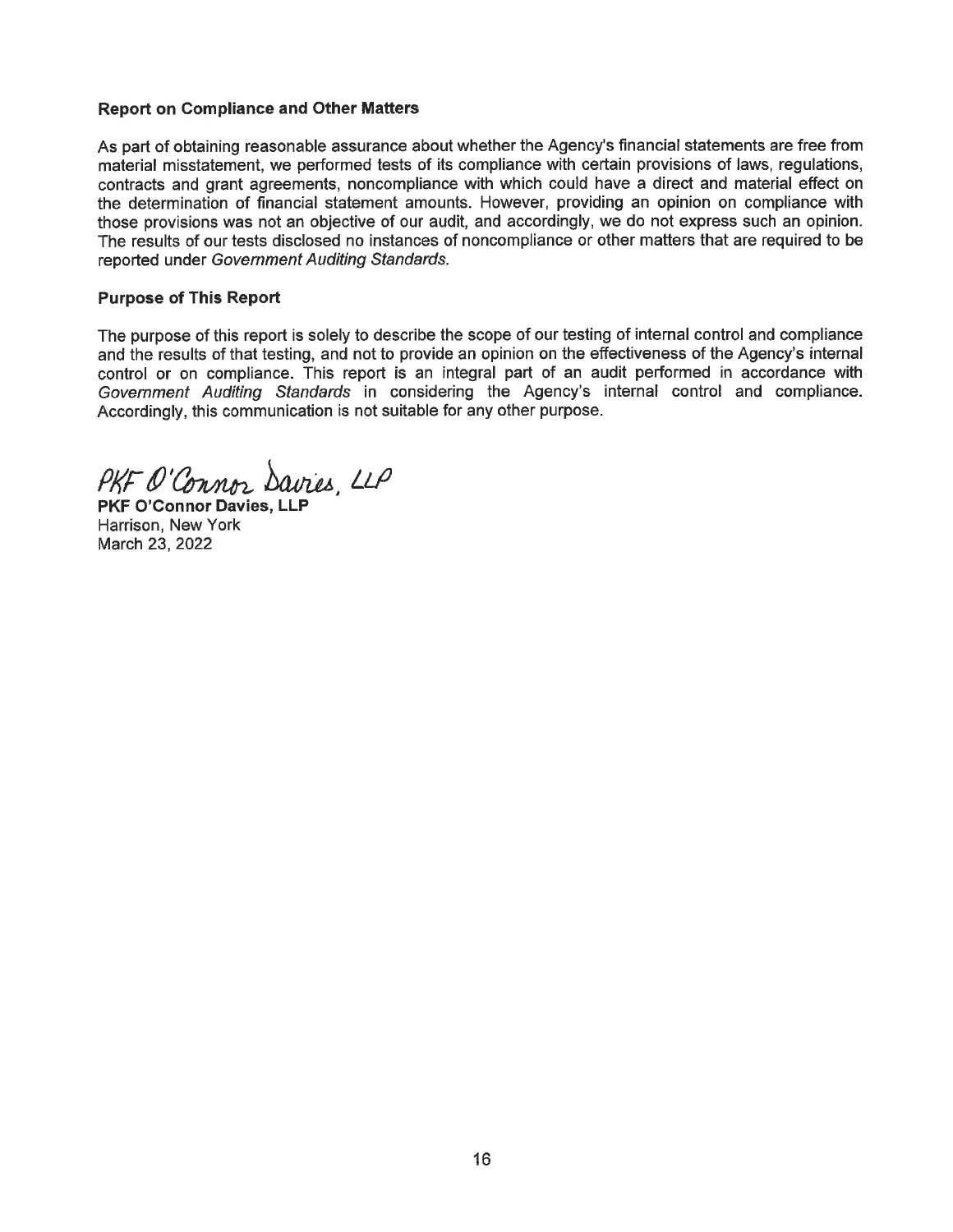**Report on Compliance and Other Matters**

As part of obtaining reasonable assurance about whether the Agency's financial statements are free from material misstatement, we performed tests of its compliance with certain provisions of laws, regulations, contracts and grant agreements, noncompliance with which could have a direct and material effect on the determination of financial statement amounts. However, providing an opinion on compliance with those provisions was not an objective of our audit, and accordingly, we do not express such an opinion. The results of our tests disclosed no instances of noncompliance or other matters that are required to be reported under *Government Auditing Standards*.

**Purpose of This Report**

The purpose of this report is solely to describe the scope of our testing of internal control and compliance and the results of that testing, and not to provide an opinion on the effectiveness of the Agency's internal control or on compliance. This report is an integral part of an audit performed in accordance with *Government Auditing Standards* in considering the Agency's internal control and compliance. Accordingly, this communication is not suitable for any other purpose.

*PKF O'Connor Davies, LLP*

**PKF O'Connor Davies, LLP**
Harrison, New York
March 23, 2022